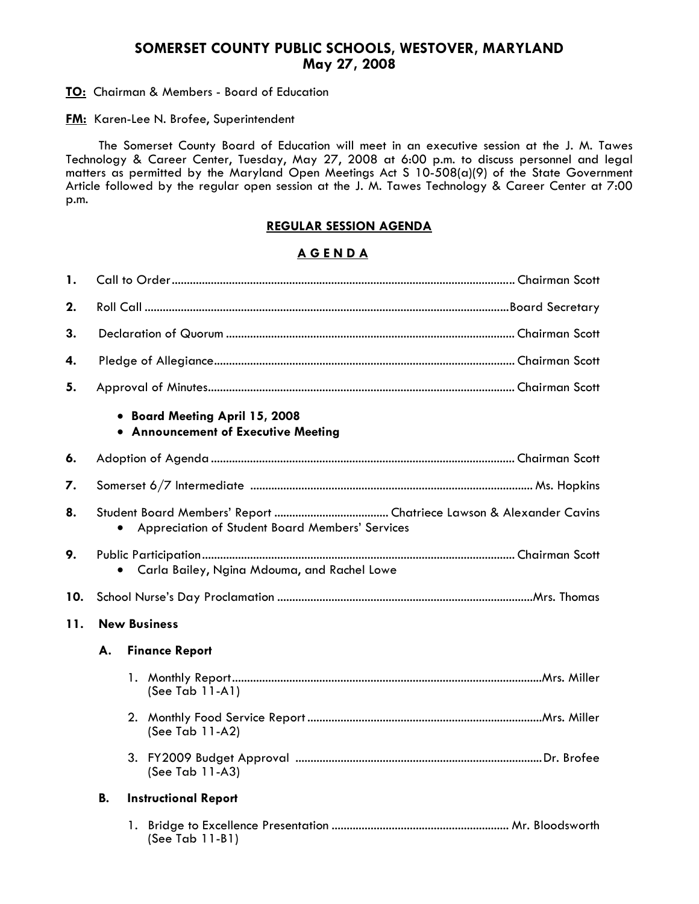# SOMERSET COUNTY PUBLIC SCHOOLS, WESTOVER, MARYLAND
## May 27, 2008

**TO:** Chairman & Members - Board of Education

**FM:** Karen-Lee N. Brofee, Superintendent

The Somerset County Board of Education will meet in an executive session at the J. M. Tawes Technology & Career Center, Tuesday, May 27, 2008 at 6:00 p.m. to discuss personnel and legal matters as permitted by the Maryland Open Meetings Act S 10-508(a)(9) of the State Government Article followed by the regular open session at the J. M. Tawes Technology & Career Center at 7:00 p.m.

### REGULAR SESSION AGENDA

### A G E N D A

1. Call to Order ........................................ Chairman Scott

2. Roll Call ........................................ Board Secretary

3. Declaration of Quorum ........................................ Chairman Scott

4. Pledge of Allegiance ........................................ Chairman Scott

5. Approval of Minutes ........................................ Chairman Scott
   - **Board Meeting April 15, 2008**
   - **Announcement of Executive Meeting**

6. Adoption of Agenda ........................................ Chairman Scott

7. Somerset 6/7 Intermediate ........................................ Ms. Hopkins

8. Student Board Members' Report ........................................ Chatriece Lawson & Alexander Cavins
   - Appreciation of Student Board Members' Services

9. Public Participation ........................................ Chairman Scott
   - Carla Bailey, Ngina Mdouma, and Rachel Lowe

10. School Nurse's Day Proclamation ........................................ Mrs. Thomas

11. **New Business**

    **A. Finance Report**

    1. Monthly Report ........................................ Mrs. Miller
       (See Tab 11-A1)

    2. Monthly Food Service Report ........................................ Mrs. Miller
       (See Tab 11-A2)

    3. FY2009 Budget Approval ........................................ Dr. Brofee
       (See Tab 11-A3)

    **B. Instructional Report**

    1. Bridge to Excellence Presentation ........................................ Mr. Bloodsworth
       (See Tab 11-B1)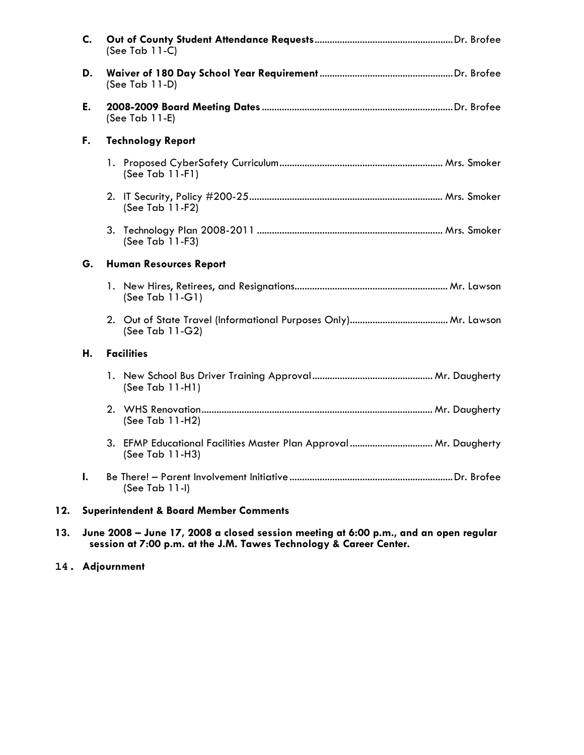C. **Out of County Student Attendance Requests** .......... Dr. Brofee
(See Tab 11-C)

D. **Waiver of 180 Day School Year Requirement** .......... Dr. Brofee
(See Tab 11-D)

E. **2008-2009 Board Meeting Dates** .......... Dr. Brofee
(See Tab 11-E)

F. **Technology Report**

1. Proposed CyberSafety Curriculum .......... Mrs. Smoker
(See Tab 11-F1)
2. IT Security, Policy #200-25 .......... Mrs. Smoker
(See Tab 11-F2)
3. Technology Plan 2008-2011 .......... Mrs. Smoker
(See Tab 11-F3)

G. **Human Resources Report**

1. New Hires, Retirees, and Resignations .......... Mr. Lawson
(See Tab 11-G1)
2. Out of State Travel (Informational Purposes Only) .......... Mr. Lawson
(See Tab 11-G2)

H. **Facilities**

1. New School Bus Driver Training Approval .......... Mr. Daugherty
(See Tab 11-H1)
2. WHS Renovation .......... Mr. Daugherty
(See Tab 11-H2)
3. EFMP Educational Facilities Master Plan Approval .......... Mr. Daugherty
(See Tab 11-H3)

I. Be There! – Parent Involvement Initiative .......... Dr. Brofee
(See Tab 11-I)

12. **Superintendent & Board Member Comments**

13. **June 2008 – June 17, 2008 a closed session meeting at 6:00 p.m., and an open regular session at 7:00 p.m. at the J.M. Tawes Technology & Career Center.**

14. **Adjournment**